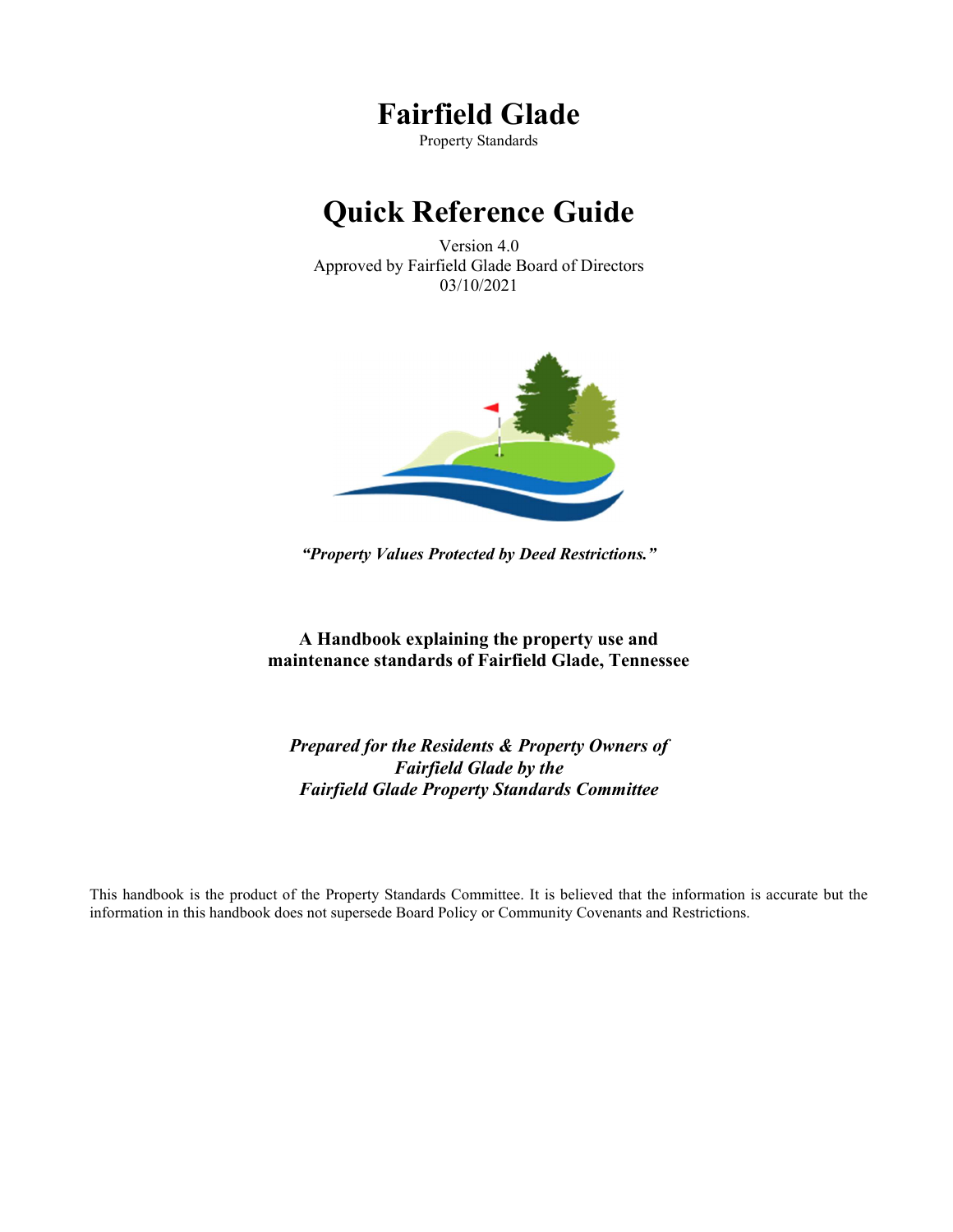# Fairfield Glade

Property Standards

# Quick Reference Guide

Version 4.0
Approved by Fairfield Glade Board of Directors
03/10/2021

***"Property Values Protected by Deed Restrictions."***

**A Handbook explaining the property use and maintenance standards of Fairfield Glade, Tennessee**

***Prepared for the Residents & Property Owners of Fairfield Glade by the Fairfield Glade Property Standards Committee***

This handbook is the product of the Property Standards Committee. It is believed that the information is accurate but the information in this handbook does not supersede Board Policy or Community Covenants and Restrictions.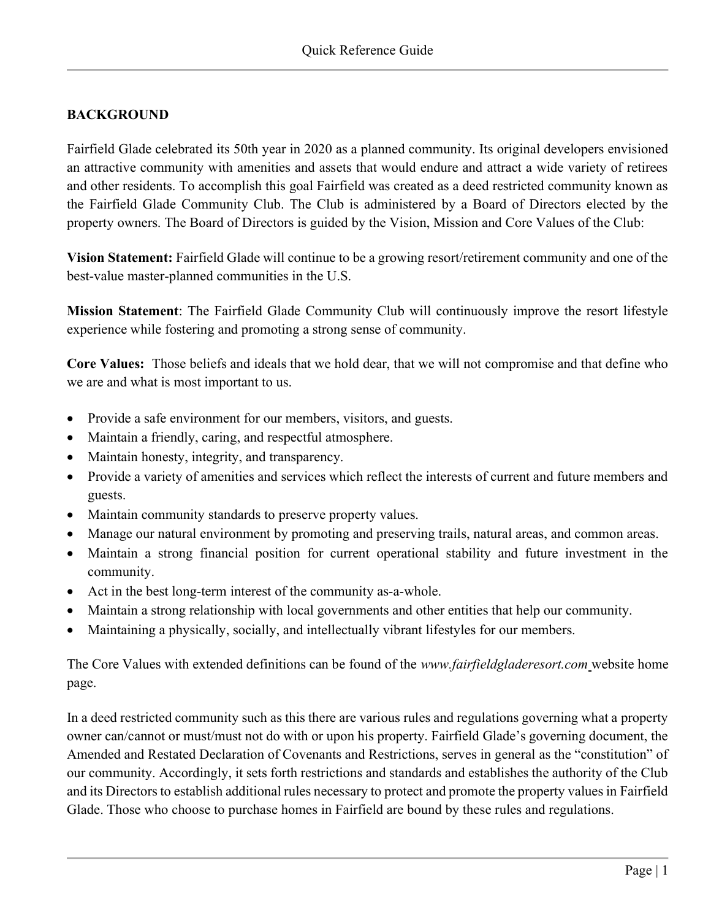## BACKGROUND

Fairfield Glade celebrated its 50th year in 2020 as a planned community. Its original developers envisioned an attractive community with amenities and assets that would endure and attract a wide variety of retirees and other residents. To accomplish this goal Fairfield was created as a deed restricted community known as the Fairfield Glade Community Club. The Club is administered by a Board of Directors elected by the property owners. The Board of Directors is guided by the Vision, Mission and Core Values of the Club:

**Vision Statement:** Fairfield Glade will continue to be a growing resort/retirement community and one of the best-value master-planned communities in the U.S.

**Mission Statement**: The Fairfield Glade Community Club will continuously improve the resort lifestyle experience while fostering and promoting a strong sense of community.

**Core Values:** Those beliefs and ideals that we hold dear, that we will not compromise and that define who we are and what is most important to us.

- Provide a safe environment for our members, visitors, and guests.
- Maintain a friendly, caring, and respectful atmosphere.
- Maintain honesty, integrity, and transparency.
- Provide a variety of amenities and services which reflect the interests of current and future members and guests.
- Maintain community standards to preserve property values.
- Manage our natural environment by promoting and preserving trails, natural areas, and common areas.
- Maintain a strong financial position for current operational stability and future investment in the community.
- Act in the best long-term interest of the community as-a-whole.
- Maintain a strong relationship with local governments and other entities that help our community.
- Maintaining a physically, socially, and intellectually vibrant lifestyles for our members.

The Core Values with extended definitions can be found of the *www.fairfieldgladeresort.com* website home page.

In a deed restricted community such as this there are various rules and regulations governing what a property owner can/cannot or must/must not do with or upon his property. Fairfield Glade's governing document, the Amended and Restated Declaration of Covenants and Restrictions, serves in general as the "constitution" of our community. Accordingly, it sets forth restrictions and standards and establishes the authority of the Club and its Directors to establish additional rules necessary to protect and promote the property values in Fairfield Glade. Those who choose to purchase homes in Fairfield are bound by these rules and regulations.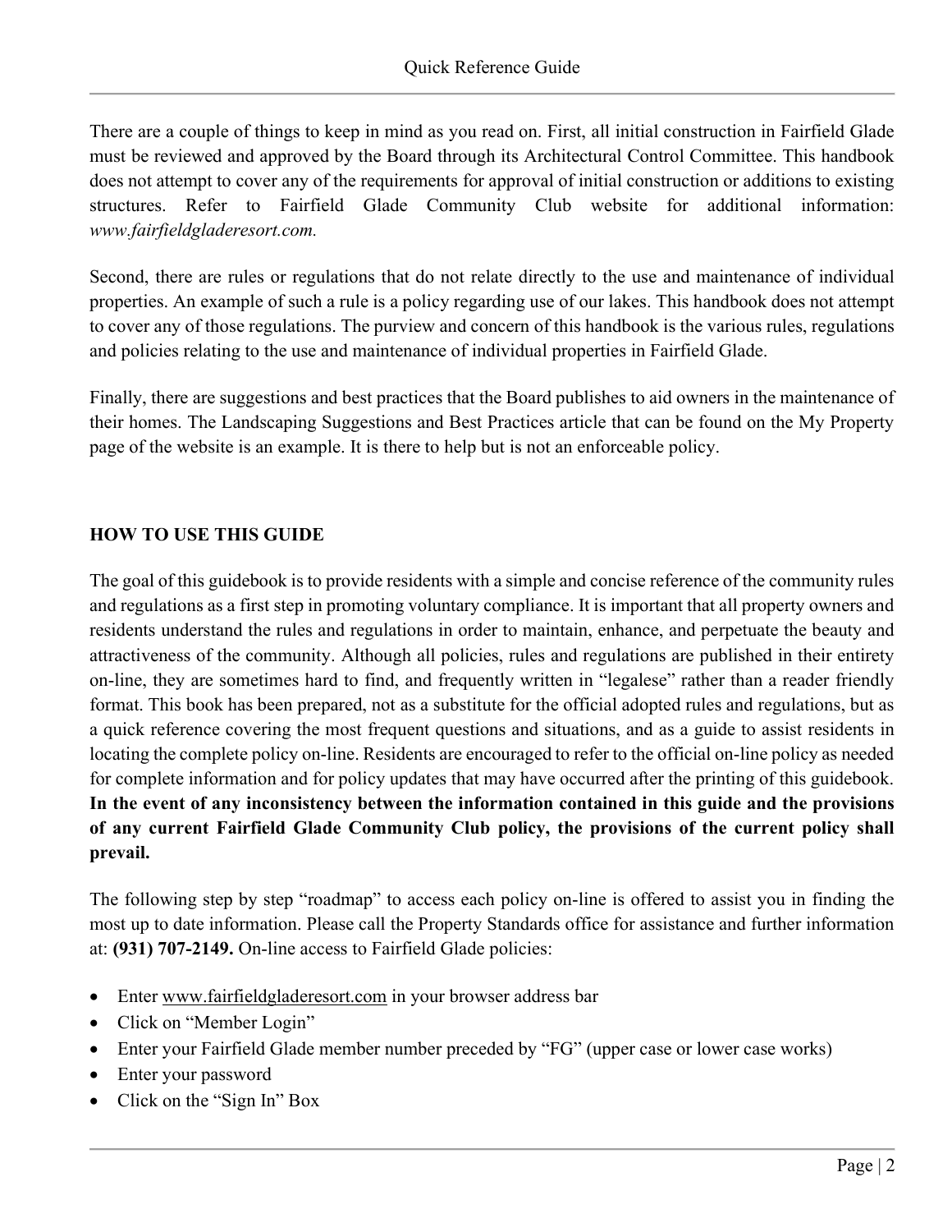There are a couple of things to keep in mind as you read on. First, all initial construction in Fairfield Glade must be reviewed and approved by the Board through its Architectural Control Committee. This handbook does not attempt to cover any of the requirements for approval of initial construction or additions to existing structures. Refer to Fairfield Glade Community Club website for additional information: *www.fairfieldgladeresort.com.*

Second, there are rules or regulations that do not relate directly to the use and maintenance of individual properties. An example of such a rule is a policy regarding use of our lakes. This handbook does not attempt to cover any of those regulations. The purview and concern of this handbook is the various rules, regulations and policies relating to the use and maintenance of individual properties in Fairfield Glade.

Finally, there are suggestions and best practices that the Board publishes to aid owners in the maintenance of their homes. The Landscaping Suggestions and Best Practices article that can be found on the My Property page of the website is an example. It is there to help but is not an enforceable policy.

## HOW TO USE THIS GUIDE

The goal of this guidebook is to provide residents with a simple and concise reference of the community rules and regulations as a first step in promoting voluntary compliance. It is important that all property owners and residents understand the rules and regulations in order to maintain, enhance, and perpetuate the beauty and attractiveness of the community. Although all policies, rules and regulations are published in their entirety on-line, they are sometimes hard to find, and frequently written in "legalese" rather than a reader friendly format. This book has been prepared, not as a substitute for the official adopted rules and regulations, but as a quick reference covering the most frequent questions and situations, and as a guide to assist residents in locating the complete policy on-line. Residents are encouraged to refer to the official on-line policy as needed for complete information and for policy updates that may have occurred after the printing of this guidebook. **In the event of any inconsistency between the information contained in this guide and the provisions of any current Fairfield Glade Community Club policy, the provisions of the current policy shall prevail.**

The following step by step "roadmap" to access each policy on-line is offered to assist you in finding the most up to date information. Please call the Property Standards office for assistance and further information at: **(931) 707-2149.** On-line access to Fairfield Glade policies:

- Enter www.fairfieldgladeresort.com in your browser address bar
- Click on "Member Login"
- Enter your Fairfield Glade member number preceded by "FG" (upper case or lower case works)
- Enter your password
- Click on the "Sign In" Box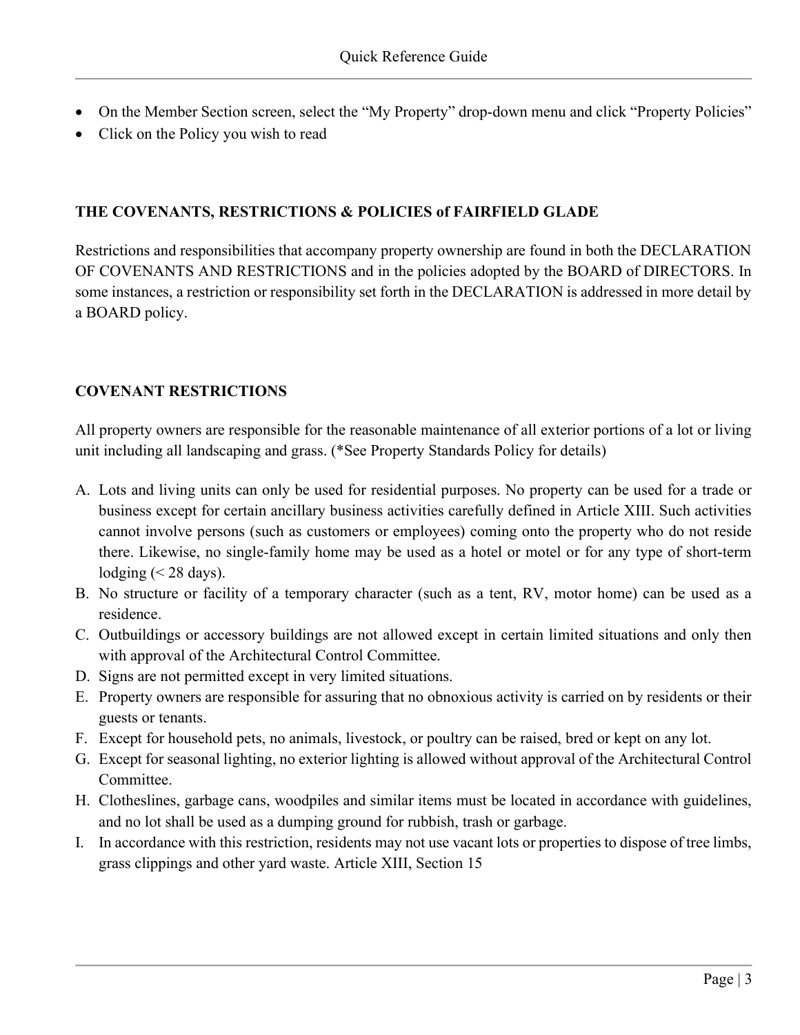- On the Member Section screen, select the "My Property" drop-down menu and click "Property Policies"
- Click on the Policy you wish to read

**THE COVENANTS, RESTRICTIONS & POLICIES of FAIRFIELD GLADE**

Restrictions and responsibilities that accompany property ownership are found in both the DECLARATION OF COVENANTS AND RESTRICTIONS and in the policies adopted by the BOARD of DIRECTORS. In some instances, a restriction or responsibility set forth in the DECLARATION is addressed in more detail by a BOARD policy.

**COVENANT RESTRICTIONS**

All property owners are responsible for the reasonable maintenance of all exterior portions of a lot or living unit including all landscaping and grass. (*See Property Standards Policy for details)

A. Lots and living units can only be used for residential purposes. No property can be used for a trade or business except for certain ancillary business activities carefully defined in Article XIII. Such activities cannot involve persons (such as customers or employees) coming onto the property who do not reside there. Likewise, no single-family home may be used as a hotel or motel or for any type of short-term lodging (< 28 days).
B. No structure or facility of a temporary character (such as a tent, RV, motor home) can be used as a residence.
C. Outbuildings or accessory buildings are not allowed except in certain limited situations and only then with approval of the Architectural Control Committee.
D. Signs are not permitted except in very limited situations.
E. Property owners are responsible for assuring that no obnoxious activity is carried on by residents or their guests or tenants.
F. Except for household pets, no animals, livestock, or poultry can be raised, bred or kept on any lot.
G. Except for seasonal lighting, no exterior lighting is allowed without approval of the Architectural Control Committee.
H. Clotheslines, garbage cans, woodpiles and similar items must be located in accordance with guidelines, and no lot shall be used as a dumping ground for rubbish, trash or garbage.
I. In accordance with this restriction, residents may not use vacant lots or properties to dispose of tree limbs, grass clippings and other yard waste. Article XIII, Section 15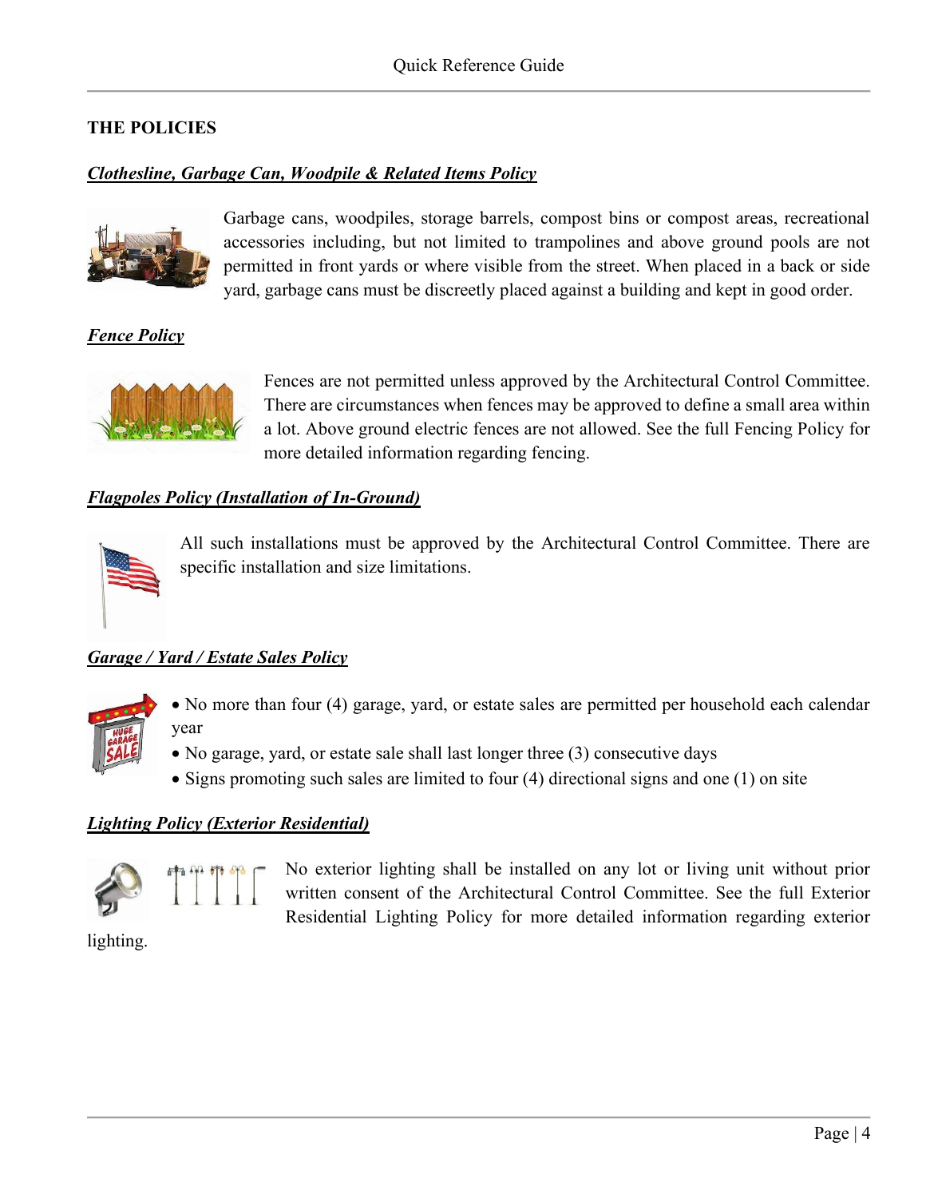## THE POLICIES

***Clothesline, Garbage Can, Woodpile & Related Items Policy***

Garbage cans, woodpiles, storage barrels, compost bins or compost areas, recreational accessories including, but not limited to trampolines and above ground pools are not permitted in front yards or where visible from the street. When placed in a back or side yard, garbage cans must be discreetly placed against a building and kept in good order.

***Fence Policy***

Fences are not permitted unless approved by the Architectural Control Committee. There are circumstances when fences may be approved to define a small area within a lot. Above ground electric fences are not allowed. See the full Fencing Policy for more detailed information regarding fencing.

***Flagpoles Policy (Installation of In-Ground)***

All such installations must be approved by the Architectural Control Committee. There are specific installation and size limitations.

***Garage / Yard / Estate Sales Policy***

- No more than four (4) garage, yard, or estate sales are permitted per household each calendar year
- No garage, yard, or estate sale shall last longer three (3) consecutive days
- Signs promoting such sales are limited to four (4) directional signs and one (1) on site

***Lighting Policy (Exterior Residential)***

No exterior lighting shall be installed on any lot or living unit without prior written consent of the Architectural Control Committee. See the full Exterior Residential Lighting Policy for more detailed information regarding exterior lighting.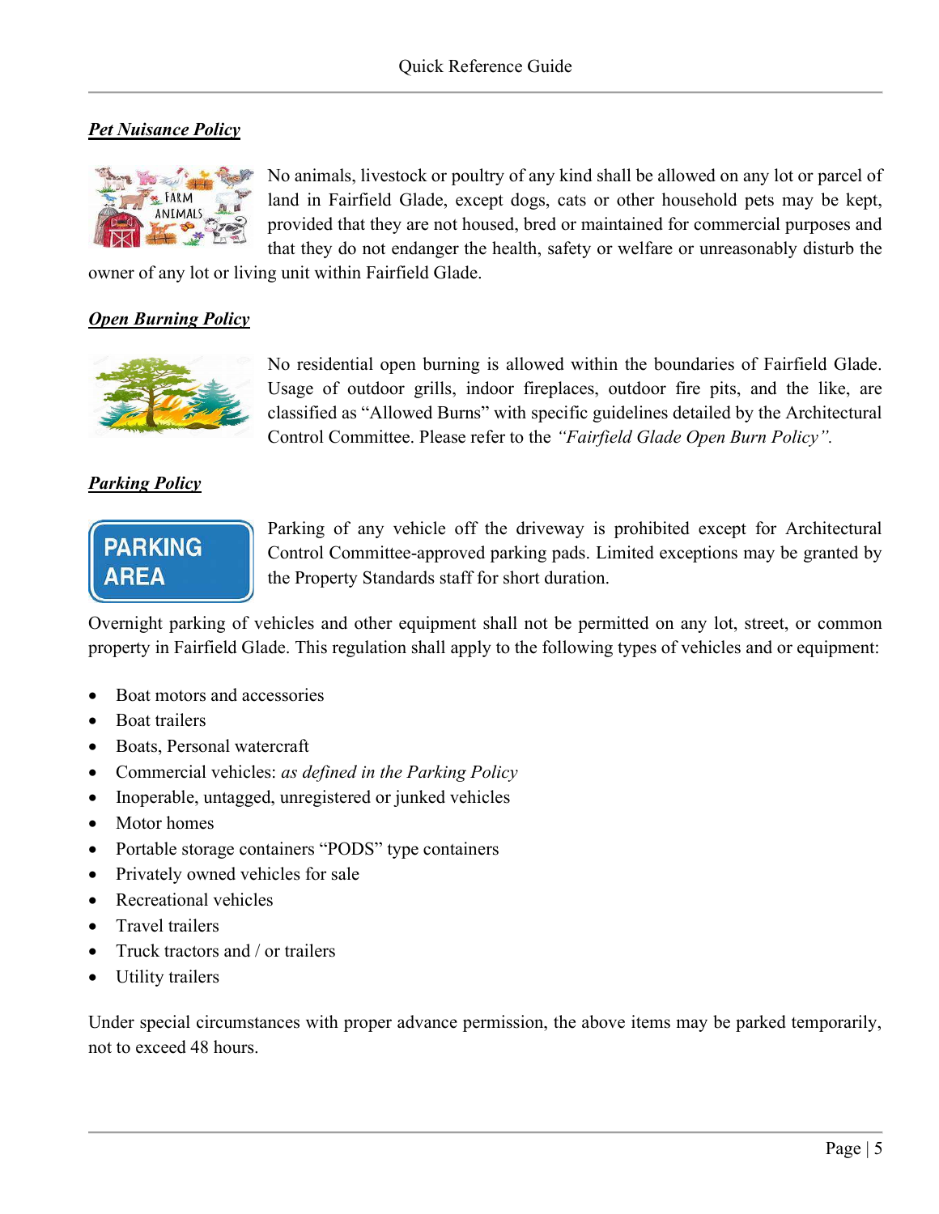## ***Pet Nuisance Policy***

No animals, livestock or poultry of any kind shall be allowed on any lot or parcel of land in Fairfield Glade, except dogs, cats or other household pets may be kept, provided that they are not housed, bred or maintained for commercial purposes and that they do not endanger the health, safety or welfare or unreasonably disturb the owner of any lot or living unit within Fairfield Glade.

## ***Open Burning Policy***

No residential open burning is allowed within the boundaries of Fairfield Glade. Usage of outdoor grills, indoor fireplaces, outdoor fire pits, and the like, are classified as "Allowed Burns" with specific guidelines detailed by the Architectural Control Committee. Please refer to the *"Fairfield Glade Open Burn Policy".*

## ***Parking Policy***

Parking of any vehicle off the driveway is prohibited except for Architectural Control Committee-approved parking pads. Limited exceptions may be granted by the Property Standards staff for short duration.

Overnight parking of vehicles and other equipment shall not be permitted on any lot, street, or common property in Fairfield Glade. This regulation shall apply to the following types of vehicles and or equipment:

- Boat motors and accessories
- Boat trailers
- Boats, Personal watercraft
- Commercial vehicles: *as defined in the Parking Policy*
- Inoperable, untagged, unregistered or junked vehicles
- Motor homes
- Portable storage containers "PODS" type containers
- Privately owned vehicles for sale
- Recreational vehicles
- Travel trailers
- Truck tractors and / or trailers
- Utility trailers

Under special circumstances with proper advance permission, the above items may be parked temporarily, not to exceed 48 hours.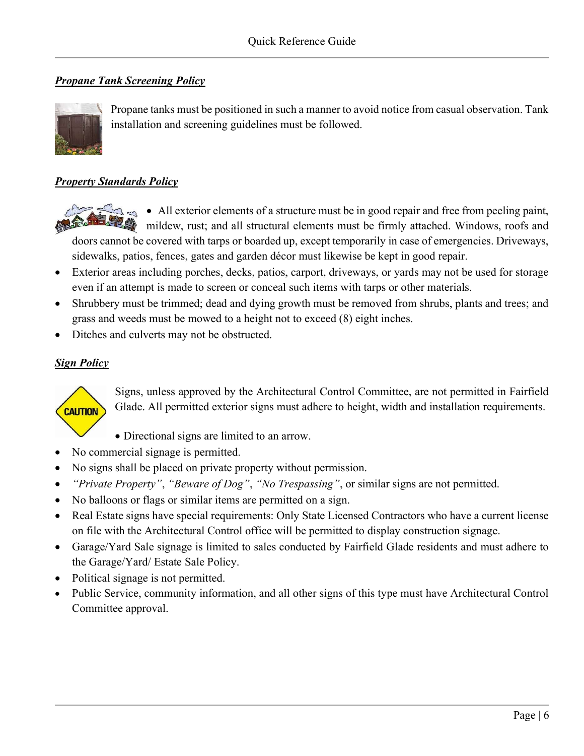***Propane Tank Screening Policy***

Propane tanks must be positioned in such a manner to avoid notice from casual observation. Tank installation and screening guidelines must be followed.

***Property Standards Policy***

- All exterior elements of a structure must be in good repair and free from peeling paint, mildew, rust; and all structural elements must be firmly attached. Windows, roofs and doors cannot be covered with tarps or boarded up, except temporarily in case of emergencies. Driveways, sidewalks, patios, fences, gates and garden décor must likewise be kept in good repair.
- Exterior areas including porches, decks, patios, carport, driveways, or yards may not be used for storage even if an attempt is made to screen or conceal such items with tarps or other materials.
- Shrubbery must be trimmed; dead and dying growth must be removed from shrubs, plants and trees; and grass and weeds must be mowed to a height not to exceed (8) eight inches.
- Ditches and culverts may not be obstructed.

***Sign Policy***

Signs, unless approved by the Architectural Control Committee, are not permitted in Fairfield Glade. All permitted exterior signs must adhere to height, width and installation requirements.

- Directional signs are limited to an arrow.
- No commercial signage is permitted.
- No signs shall be placed on private property without permission.
- *"Private Property"*, *"Beware of Dog"*, *"No Trespassing"*, or similar signs are not permitted.
- No balloons or flags or similar items are permitted on a sign.
- Real Estate signs have special requirements: Only State Licensed Contractors who have a current license on file with the Architectural Control office will be permitted to display construction signage.
- Garage/Yard Sale signage is limited to sales conducted by Fairfield Glade residents and must adhere to the Garage/Yard/ Estate Sale Policy.
- Political signage is not permitted.
- Public Service, community information, and all other signs of this type must have Architectural Control Committee approval.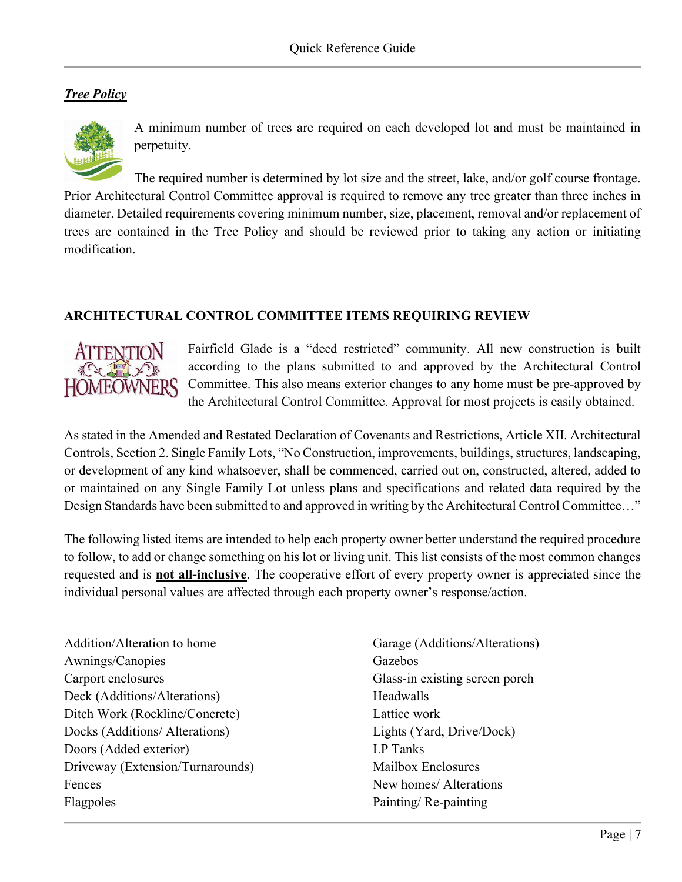***Tree Policy***

A minimum number of trees are required on each developed lot and must be maintained in perpetuity.

The required number is determined by lot size and the street, lake, and/or golf course frontage. Prior Architectural Control Committee approval is required to remove any tree greater than three inches in diameter. Detailed requirements covering minimum number, size, placement, removal and/or replacement of trees are contained in the Tree Policy and should be reviewed prior to taking any action or initiating modification.

## ARCHITECTURAL CONTROL COMMITTEE ITEMS REQUIRING REVIEW

Fairfield Glade is a "deed restricted" community. All new construction is built according to the plans submitted to and approved by the Architectural Control Committee. This also means exterior changes to any home must be pre-approved by the Architectural Control Committee. Approval for most projects is easily obtained.

As stated in the Amended and Restated Declaration of Covenants and Restrictions, Article XII. Architectural Controls, Section 2. Single Family Lots, "No Construction, improvements, buildings, structures, landscaping, or development of any kind whatsoever, shall be commenced, carried out on, constructed, altered, added to or maintained on any Single Family Lot unless plans and specifications and related data required by the Design Standards have been submitted to and approved in writing by the Architectural Control Committee…"

The following listed items are intended to help each property owner better understand the required procedure to follow, to add or change something on his lot or living unit. This list consists of the most common changes requested and is **not all-inclusive**. The cooperative effort of every property owner is appreciated since the individual personal values are affected through each property owner's response/action.

- Addition/Alteration to home
- Awnings/Canopies
- Carport enclosures
- Deck (Additions/Alterations)
- Ditch Work (Rockline/Concrete)
- Docks (Additions/ Alterations)
- Doors (Added exterior)
- Driveway (Extension/Turnarounds)
- Fences
- Flagpoles
- Garage (Additions/Alterations)
- Gazebos
- Glass-in existing screen porch
- Headwalls
- Lattice work
- Lights (Yard, Drive/Dock)
- LP Tanks
- Mailbox Enclosures
- New homes/ Alterations
- Painting/ Re-painting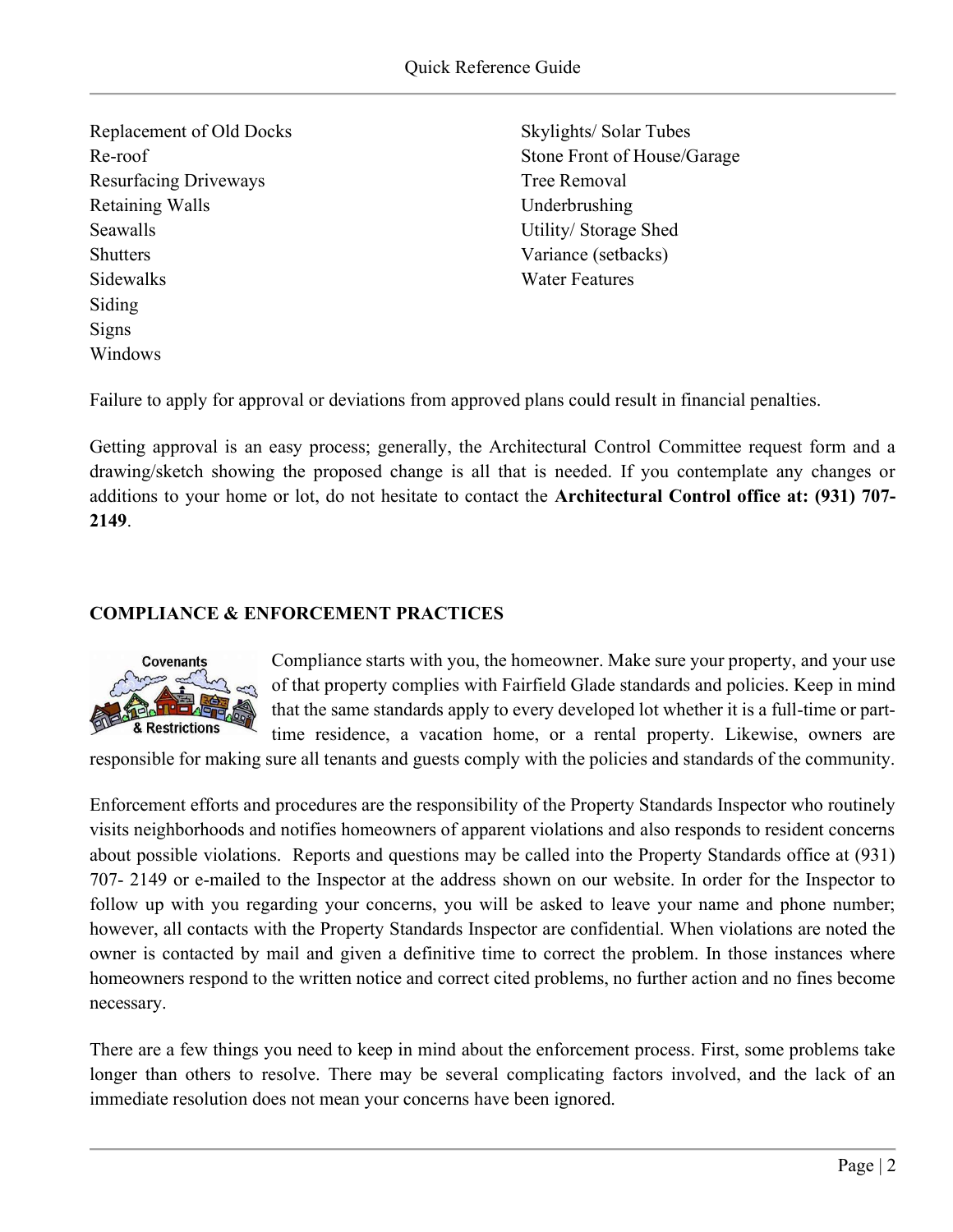Replacement of Old Docks
Re-roof
Resurfacing Driveways
Retaining Walls
Seawalls
Shutters
Sidewalks
Siding
Signs
Windows
Skylights/ Solar Tubes
Stone Front of House/Garage
Tree Removal
Underbrushing
Utility/ Storage Shed
Variance (setbacks)
Water Features

Failure to apply for approval or deviations from approved plans could result in financial penalties.

Getting approval is an easy process; generally, the Architectural Control Committee request form and a drawing/sketch showing the proposed change is all that is needed. If you contemplate any changes or additions to your home or lot, do not hesitate to contact the **Architectural Control office at: (931) 707-2149**.

## COMPLIANCE & ENFORCEMENT PRACTICES

Covenants & Restrictions

Compliance starts with you, the homeowner. Make sure your property, and your use of that property complies with Fairfield Glade standards and policies. Keep in mind that the same standards apply to every developed lot whether it is a full-time or part-time residence, a vacation home, or a rental property. Likewise, owners are responsible for making sure all tenants and guests comply with the policies and standards of the community.

Enforcement efforts and procedures are the responsibility of the Property Standards Inspector who routinely visits neighborhoods and notifies homeowners of apparent violations and also responds to resident concerns about possible violations. Reports and questions may be called into the Property Standards office at (931) 707- 2149 or e-mailed to the Inspector at the address shown on our website. In order for the Inspector to follow up with you regarding your concerns, you will be asked to leave your name and phone number; however, all contacts with the Property Standards Inspector are confidential. When violations are noted the owner is contacted by mail and given a definitive time to correct the problem. In those instances where homeowners respond to the written notice and correct cited problems, no further action and no fines become necessary.

There are a few things you need to keep in mind about the enforcement process. First, some problems take longer than others to resolve. There may be several complicating factors involved, and the lack of an immediate resolution does not mean your concerns have been ignored.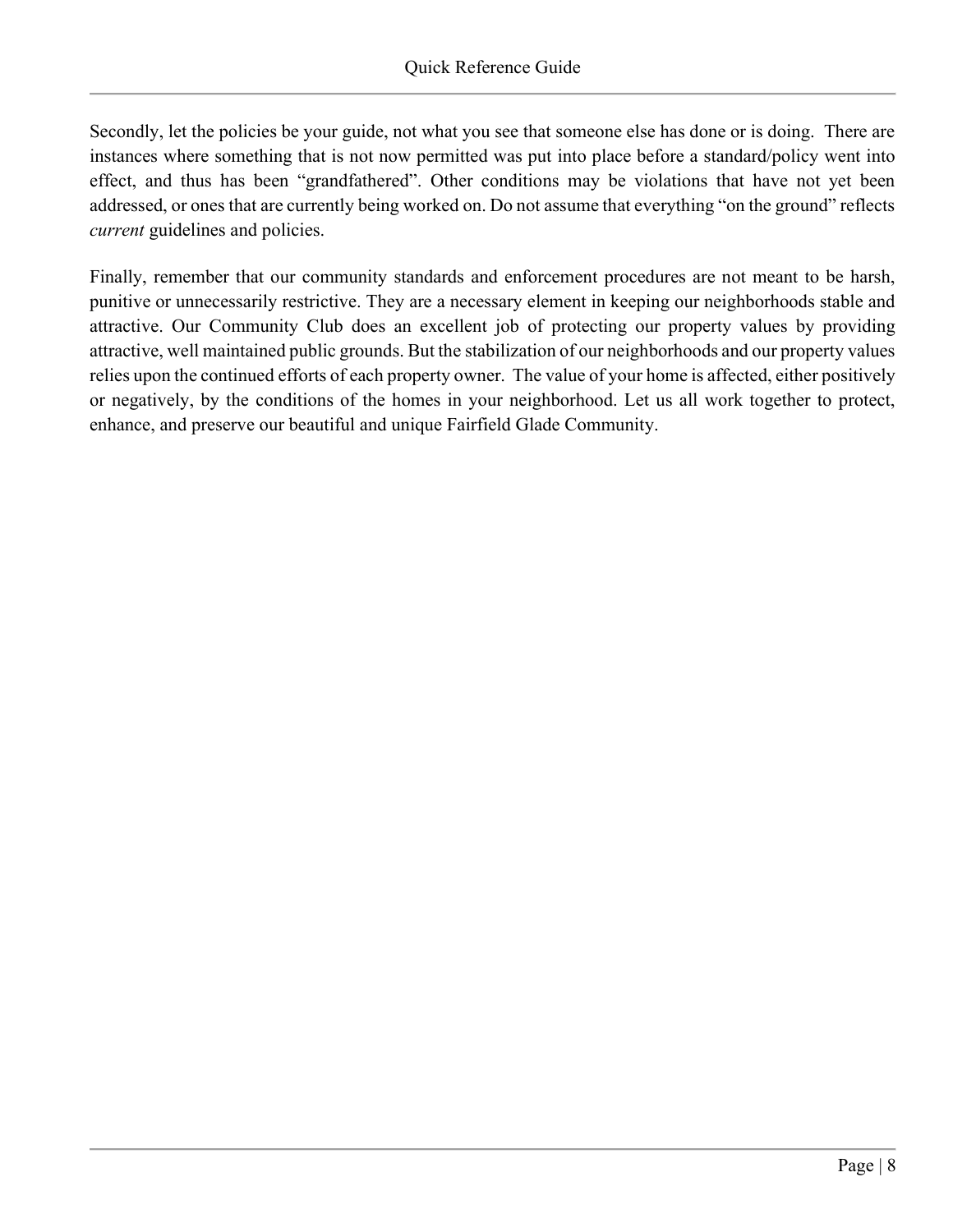Secondly, let the policies be your guide, not what you see that someone else has done or is doing. There are instances where something that is not now permitted was put into place before a standard/policy went into effect, and thus has been "grandfathered". Other conditions may be violations that have not yet been addressed, or ones that are currently being worked on. Do not assume that everything "on the ground" reflects *current* guidelines and policies.

Finally, remember that our community standards and enforcement procedures are not meant to be harsh, punitive or unnecessarily restrictive. They are a necessary element in keeping our neighborhoods stable and attractive. Our Community Club does an excellent job of protecting our property values by providing attractive, well maintained public grounds. But the stabilization of our neighborhoods and our property values relies upon the continued efforts of each property owner. The value of your home is affected, either positively or negatively, by the conditions of the homes in your neighborhood. Let us all work together to protect, enhance, and preserve our beautiful and unique Fairfield Glade Community.